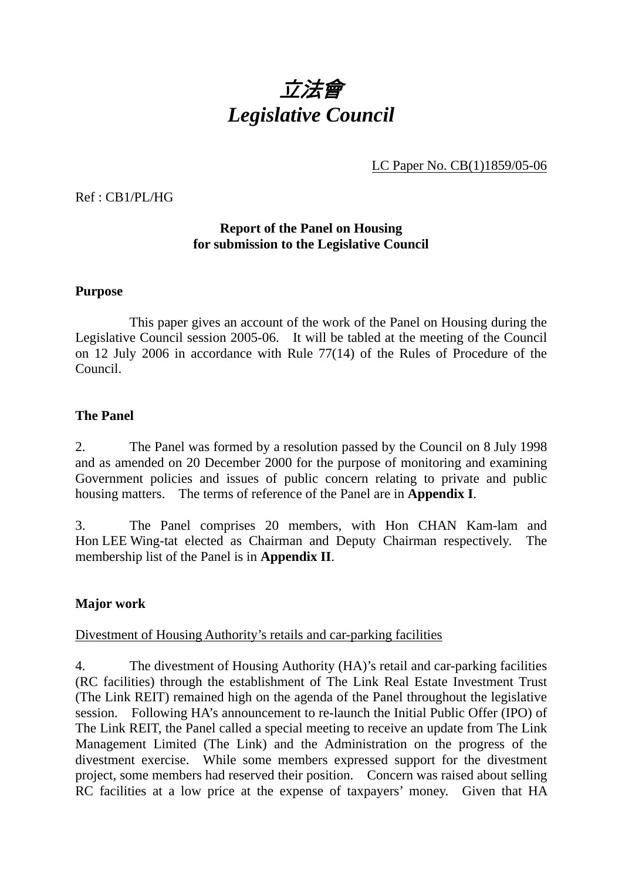# *立法會*
# *Legislative Council*

LC Paper No. CB(1)1859/05-06

Ref : CB1/PL/HG

**Report of the Panel on Housing**
**for submission to the Legislative Council**

**Purpose**

This paper gives an account of the work of the Panel on Housing during the Legislative Council session 2005-06. It will be tabled at the meeting of the Council on 12 July 2006 in accordance with Rule 77(14) of the Rules of Procedure of the Council.

**The Panel**

2. The Panel was formed by a resolution passed by the Council on 8 July 1998 and as amended on 20 December 2000 for the purpose of monitoring and examining Government policies and issues of public concern relating to private and public housing matters. The terms of reference of the Panel are in **Appendix I**.

3. The Panel comprises 20 members, with Hon CHAN Kam-lam and Hon LEE Wing-tat elected as Chairman and Deputy Chairman respectively. The membership list of the Panel is in **Appendix II**.

**Major work**

Divestment of Housing Authority's retails and car-parking facilities

4. The divestment of Housing Authority (HA)'s retail and car-parking facilities (RC facilities) through the establishment of The Link Real Estate Investment Trust (The Link REIT) remained high on the agenda of the Panel throughout the legislative session. Following HA's announcement to re-launch the Initial Public Offer (IPO) of The Link REIT, the Panel called a special meeting to receive an update from The Link Management Limited (The Link) and the Administration on the progress of the divestment exercise. While some members expressed support for the divestment project, some members had reserved their position. Concern was raised about selling RC facilities at a low price at the expense of taxpayers' money. Given that HA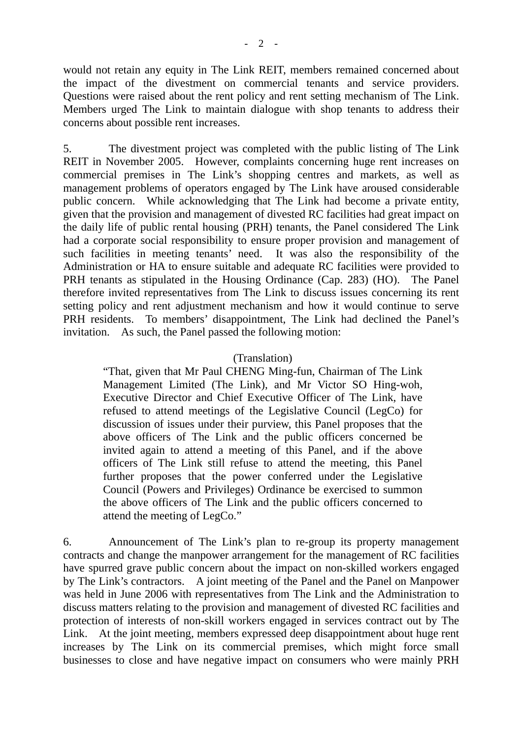would not retain any equity in The Link REIT, members remained concerned about the impact of the divestment on commercial tenants and service providers. Questions were raised about the rent policy and rent setting mechanism of The Link. Members urged The Link to maintain dialogue with shop tenants to address their concerns about possible rent increases.

5. The divestment project was completed with the public listing of The Link REIT in November 2005. However, complaints concerning huge rent increases on commercial premises in The Link's shopping centres and markets, as well as management problems of operators engaged by The Link have aroused considerable public concern. While acknowledging that The Link had become a private entity, given that the provision and management of divested RC facilities had great impact on the daily life of public rental housing (PRH) tenants, the Panel considered The Link had a corporate social responsibility to ensure proper provision and management of such facilities in meeting tenants' need. It was also the responsibility of the Administration or HA to ensure suitable and adequate RC facilities were provided to PRH tenants as stipulated in the Housing Ordinance (Cap. 283) (HO). The Panel therefore invited representatives from The Link to discuss issues concerning its rent setting policy and rent adjustment mechanism and how it would continue to serve PRH residents. To members' disappointment, The Link had declined the Panel's invitation. As such, the Panel passed the following motion:

(Translation)

> "That, given that Mr Paul CHENG Ming-fun, Chairman of The Link Management Limited (The Link), and Mr Victor SO Hing-woh, Executive Director and Chief Executive Officer of The Link, have refused to attend meetings of the Legislative Council (LegCo) for discussion of issues under their purview, this Panel proposes that the above officers of The Link and the public officers concerned be invited again to attend a meeting of this Panel, and if the above officers of The Link still refuse to attend the meeting, this Panel further proposes that the power conferred under the Legislative Council (Powers and Privileges) Ordinance be exercised to summon the above officers of The Link and the public officers concerned to attend the meeting of LegCo."

6. Announcement of The Link's plan to re-group its property management contracts and change the manpower arrangement for the management of RC facilities have spurred grave public concern about the impact on non-skilled workers engaged by The Link's contractors. A joint meeting of the Panel and the Panel on Manpower was held in June 2006 with representatives from The Link and the Administration to discuss matters relating to the provision and management of divested RC facilities and protection of interests of non-skill workers engaged in services contract out by The Link. At the joint meeting, members expressed deep disappointment about huge rent increases by The Link on its commercial premises, which might force small businesses to close and have negative impact on consumers who were mainly PRH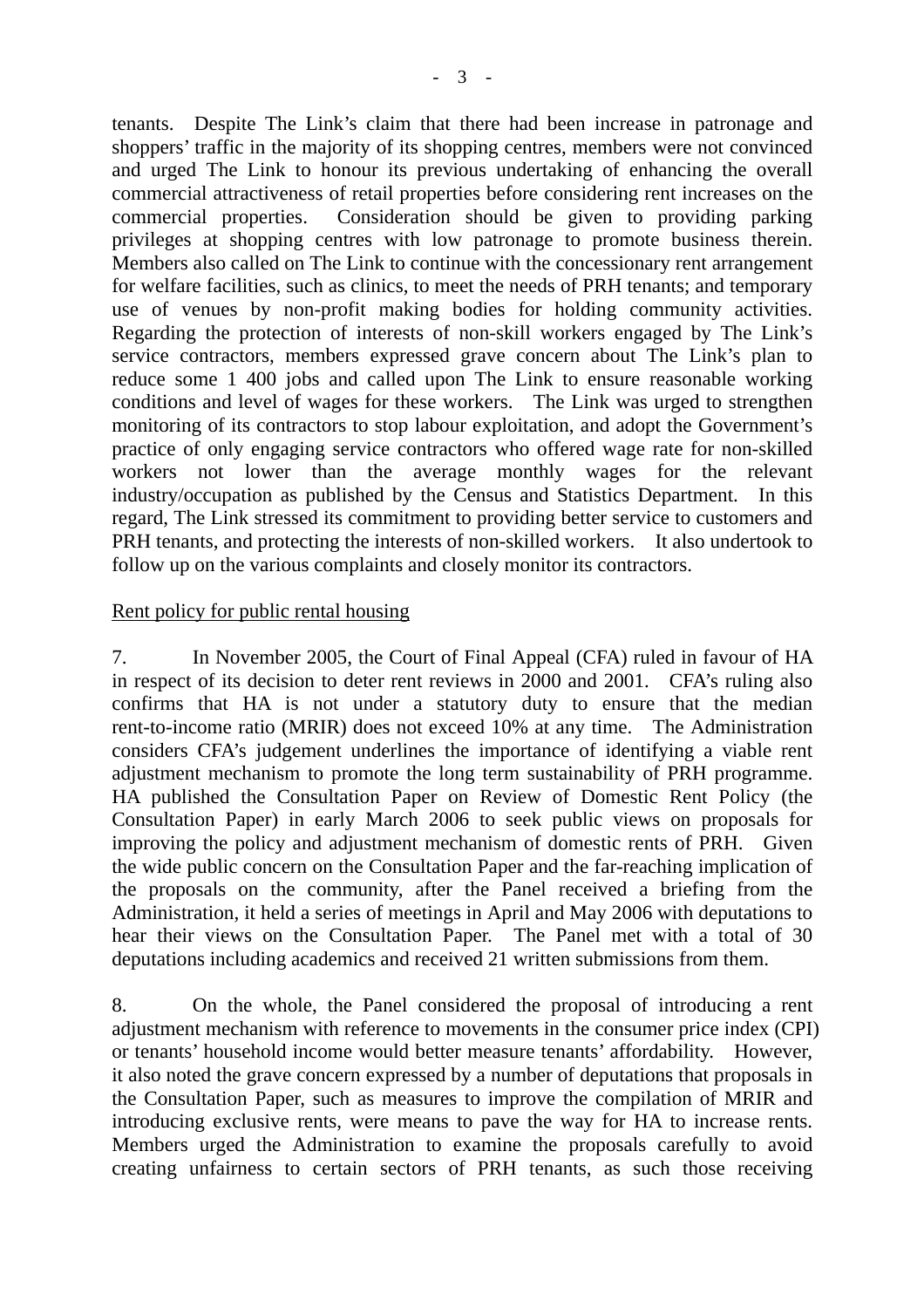tenants. Despite The Link's claim that there had been increase in patronage and shoppers' traffic in the majority of its shopping centres, members were not convinced and urged The Link to honour its previous undertaking of enhancing the overall commercial attractiveness of retail properties before considering rent increases on the commercial properties. Consideration should be given to providing parking privileges at shopping centres with low patronage to promote business therein. Members also called on The Link to continue with the concessionary rent arrangement for welfare facilities, such as clinics, to meet the needs of PRH tenants; and temporary use of venues by non-profit making bodies for holding community activities. Regarding the protection of interests of non-skill workers engaged by The Link's service contractors, members expressed grave concern about The Link's plan to reduce some 1 400 jobs and called upon The Link to ensure reasonable working conditions and level of wages for these workers. The Link was urged to strengthen monitoring of its contractors to stop labour exploitation, and adopt the Government's practice of only engaging service contractors who offered wage rate for non-skilled workers not lower than the average monthly wages for the relevant industry/occupation as published by the Census and Statistics Department. In this regard, The Link stressed its commitment to providing better service to customers and PRH tenants, and protecting the interests of non-skilled workers. It also undertook to follow up on the various complaints and closely monitor its contractors.

Rent policy for public rental housing

7. In November 2005, the Court of Final Appeal (CFA) ruled in favour of HA in respect of its decision to deter rent reviews in 2000 and 2001. CFA's ruling also confirms that HA is not under a statutory duty to ensure that the median rent-to-income ratio (MRIR) does not exceed 10% at any time. The Administration considers CFA's judgement underlines the importance of identifying a viable rent adjustment mechanism to promote the long term sustainability of PRH programme. HA published the Consultation Paper on Review of Domestic Rent Policy (the Consultation Paper) in early March 2006 to seek public views on proposals for improving the policy and adjustment mechanism of domestic rents of PRH. Given the wide public concern on the Consultation Paper and the far-reaching implication of the proposals on the community, after the Panel received a briefing from the Administration, it held a series of meetings in April and May 2006 with deputations to hear their views on the Consultation Paper. The Panel met with a total of 30 deputations including academics and received 21 written submissions from them.

8. On the whole, the Panel considered the proposal of introducing a rent adjustment mechanism with reference to movements in the consumer price index (CPI) or tenants' household income would better measure tenants' affordability. However, it also noted the grave concern expressed by a number of deputations that proposals in the Consultation Paper, such as measures to improve the compilation of MRIR and introducing exclusive rents, were means to pave the way for HA to increase rents. Members urged the Administration to examine the proposals carefully to avoid creating unfairness to certain sectors of PRH tenants, as such those receiving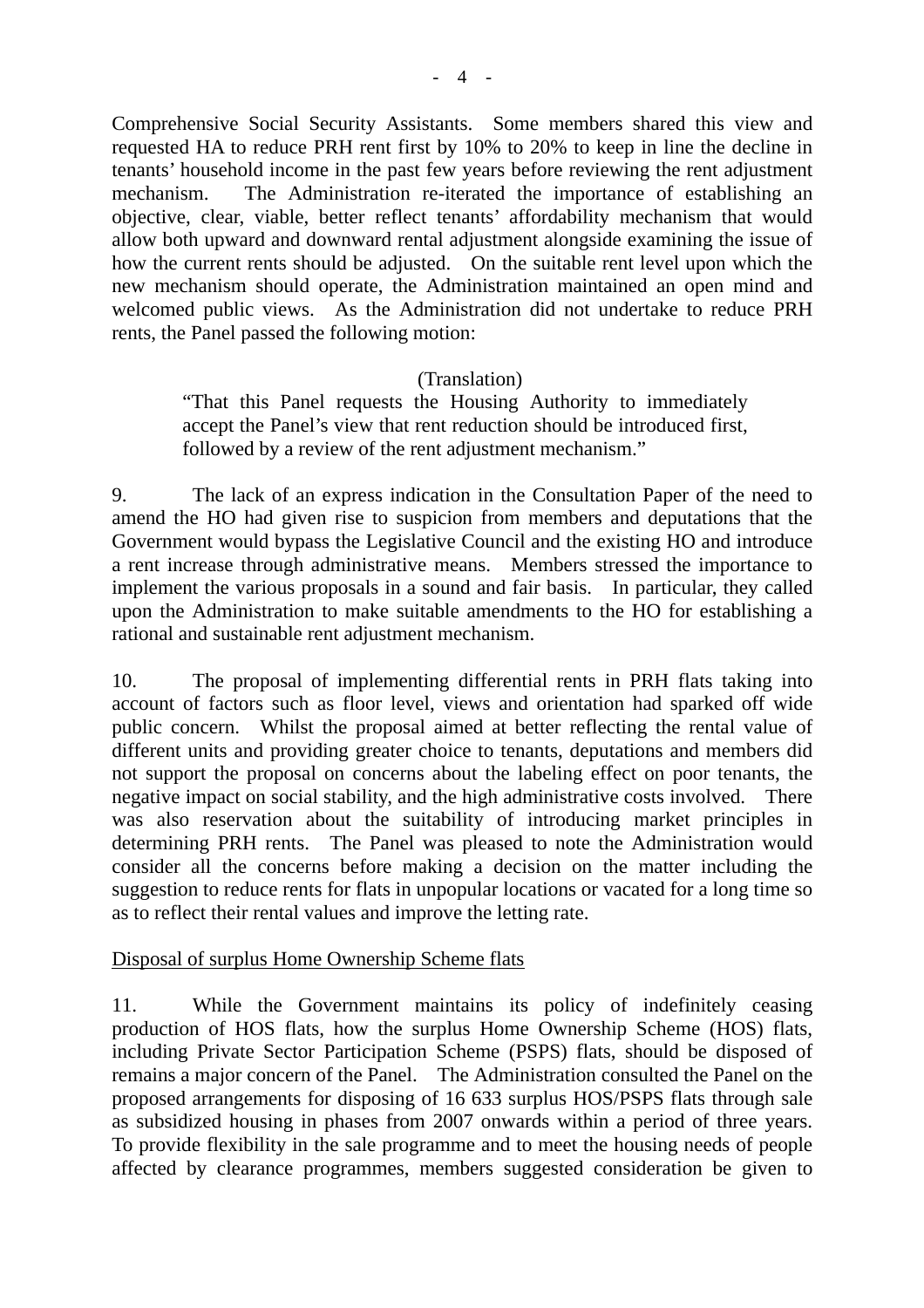Comprehensive Social Security Assistants. Some members shared this view and requested HA to reduce PRH rent first by 10% to 20% to keep in line the decline in tenants' household income in the past few years before reviewing the rent adjustment mechanism. The Administration re-iterated the importance of establishing an objective, clear, viable, better reflect tenants' affordability mechanism that would allow both upward and downward rental adjustment alongside examining the issue of how the current rents should be adjusted. On the suitable rent level upon which the new mechanism should operate, the Administration maintained an open mind and welcomed public views. As the Administration did not undertake to reduce PRH rents, the Panel passed the following motion:

(Translation)

> "That this Panel requests the Housing Authority to immediately accept the Panel's view that rent reduction should be introduced first, followed by a review of the rent adjustment mechanism."

9. The lack of an express indication in the Consultation Paper of the need to amend the HO had given rise to suspicion from members and deputations that the Government would bypass the Legislative Council and the existing HO and introduce a rent increase through administrative means. Members stressed the importance to implement the various proposals in a sound and fair basis. In particular, they called upon the Administration to make suitable amendments to the HO for establishing a rational and sustainable rent adjustment mechanism.

10. The proposal of implementing differential rents in PRH flats taking into account of factors such as floor level, views and orientation had sparked off wide public concern. Whilst the proposal aimed at better reflecting the rental value of different units and providing greater choice to tenants, deputations and members did not support the proposal on concerns about the labeling effect on poor tenants, the negative impact on social stability, and the high administrative costs involved. There was also reservation about the suitability of introducing market principles in determining PRH rents. The Panel was pleased to note the Administration would consider all the concerns before making a decision on the matter including the suggestion to reduce rents for flats in unpopular locations or vacated for a long time so as to reflect their rental values and improve the letting rate.

<u>Disposal of surplus Home Ownership Scheme flats</u>

11. While the Government maintains its policy of indefinitely ceasing production of HOS flats, how the surplus Home Ownership Scheme (HOS) flats, including Private Sector Participation Scheme (PSPS) flats, should be disposed of remains a major concern of the Panel. The Administration consulted the Panel on the proposed arrangements for disposing of 16 633 surplus HOS/PSPS flats through sale as subsidized housing in phases from 2007 onwards within a period of three years. To provide flexibility in the sale programme and to meet the housing needs of people affected by clearance programmes, members suggested consideration be given to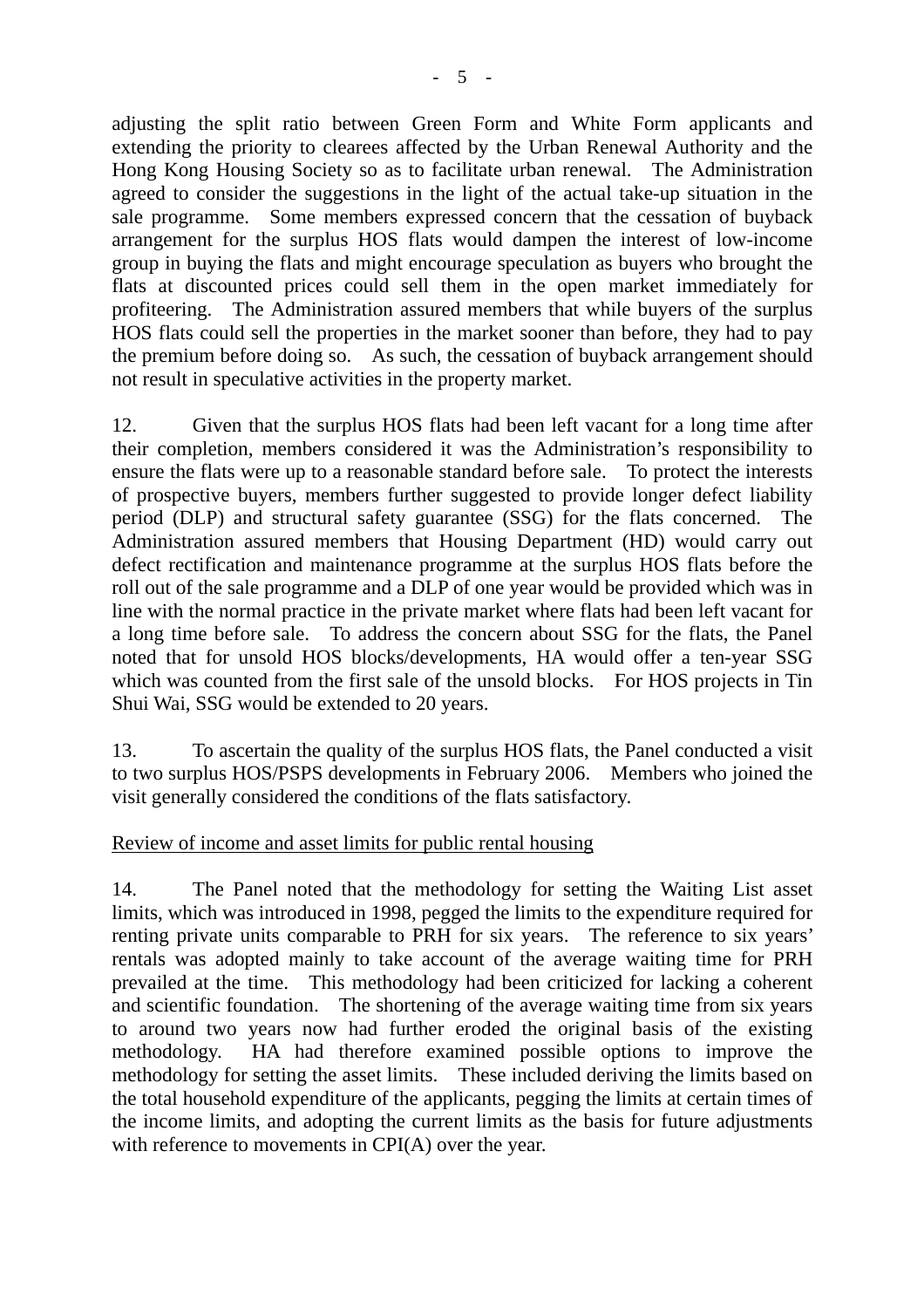adjusting the split ratio between Green Form and White Form applicants and extending the priority to clearees affected by the Urban Renewal Authority and the Hong Kong Housing Society so as to facilitate urban renewal. The Administration agreed to consider the suggestions in the light of the actual take-up situation in the sale programme. Some members expressed concern that the cessation of buyback arrangement for the surplus HOS flats would dampen the interest of low-income group in buying the flats and might encourage speculation as buyers who brought the flats at discounted prices could sell them in the open market immediately for profiteering. The Administration assured members that while buyers of the surplus HOS flats could sell the properties in the market sooner than before, they had to pay the premium before doing so. As such, the cessation of buyback arrangement should not result in speculative activities in the property market.

12. Given that the surplus HOS flats had been left vacant for a long time after their completion, members considered it was the Administration's responsibility to ensure the flats were up to a reasonable standard before sale. To protect the interests of prospective buyers, members further suggested to provide longer defect liability period (DLP) and structural safety guarantee (SSG) for the flats concerned. The Administration assured members that Housing Department (HD) would carry out defect rectification and maintenance programme at the surplus HOS flats before the roll out of the sale programme and a DLP of one year would be provided which was in line with the normal practice in the private market where flats had been left vacant for a long time before sale. To address the concern about SSG for the flats, the Panel noted that for unsold HOS blocks/developments, HA would offer a ten-year SSG which was counted from the first sale of the unsold blocks. For HOS projects in Tin Shui Wai, SSG would be extended to 20 years.

13. To ascertain the quality of the surplus HOS flats, the Panel conducted a visit to two surplus HOS/PSPS developments in February 2006. Members who joined the visit generally considered the conditions of the flats satisfactory.

<u>Review of income and asset limits for public rental housing</u>

14. The Panel noted that the methodology for setting the Waiting List asset limits, which was introduced in 1998, pegged the limits to the expenditure required for renting private units comparable to PRH for six years. The reference to six years' rentals was adopted mainly to take account of the average waiting time for PRH prevailed at the time. This methodology had been criticized for lacking a coherent and scientific foundation. The shortening of the average waiting time from six years to around two years now had further eroded the original basis of the existing methodology. HA had therefore examined possible options to improve the methodology for setting the asset limits. These included deriving the limits based on the total household expenditure of the applicants, pegging the limits at certain times of the income limits, and adopting the current limits as the basis for future adjustments with reference to movements in CPI(A) over the year.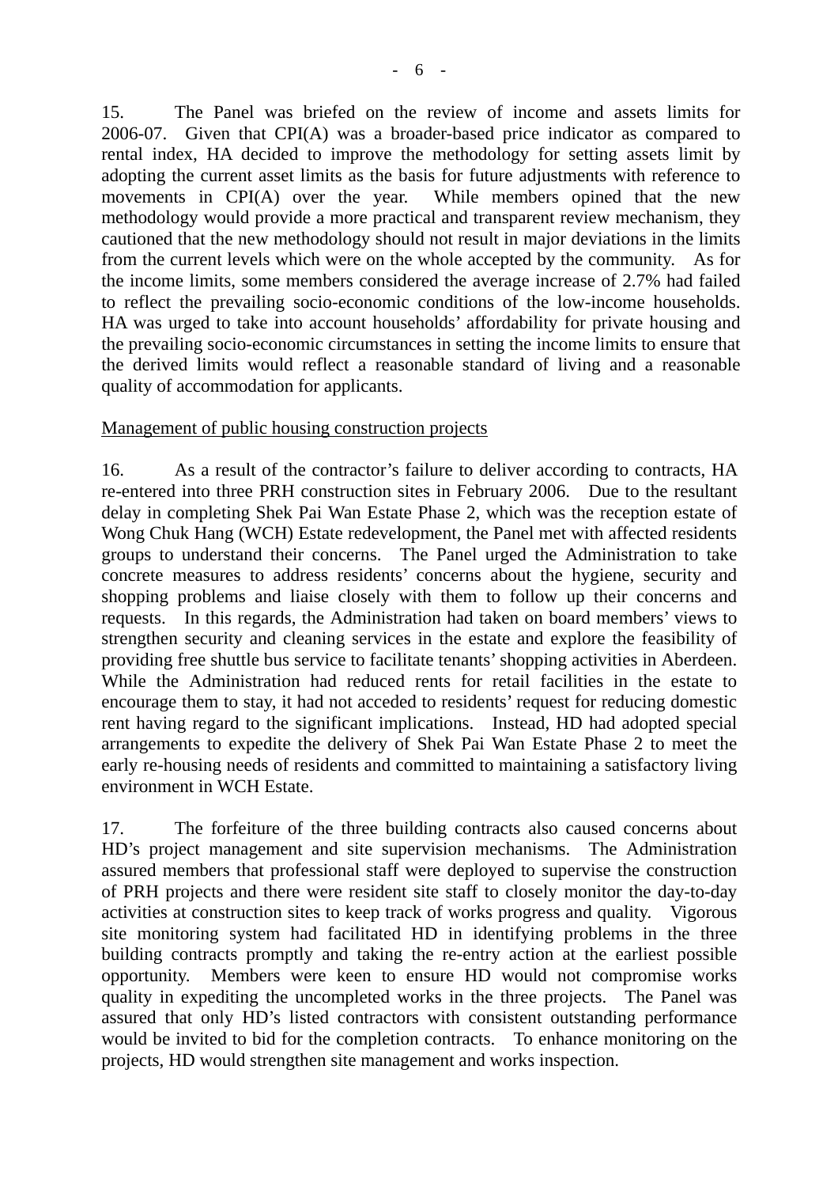15. The Panel was briefed on the review of income and assets limits for 2006-07. Given that CPI(A) was a broader-based price indicator as compared to rental index, HA decided to improve the methodology for setting assets limit by adopting the current asset limits as the basis for future adjustments with reference to movements in CPI(A) over the year. While members opined that the new methodology would provide a more practical and transparent review mechanism, they cautioned that the new methodology should not result in major deviations in the limits from the current levels which were on the whole accepted by the community. As for the income limits, some members considered the average increase of 2.7% had failed to reflect the prevailing socio-economic conditions of the low-income households. HA was urged to take into account households' affordability for private housing and the prevailing socio-economic circumstances in setting the income limits to ensure that the derived limits would reflect a reasonable standard of living and a reasonable quality of accommodation for applicants.

Management of public housing construction projects

16. As a result of the contractor's failure to deliver according to contracts, HA re-entered into three PRH construction sites in February 2006. Due to the resultant delay in completing Shek Pai Wan Estate Phase 2, which was the reception estate of Wong Chuk Hang (WCH) Estate redevelopment, the Panel met with affected residents groups to understand their concerns. The Panel urged the Administration to take concrete measures to address residents' concerns about the hygiene, security and shopping problems and liaise closely with them to follow up their concerns and requests. In this regards, the Administration had taken on board members' views to strengthen security and cleaning services in the estate and explore the feasibility of providing free shuttle bus service to facilitate tenants' shopping activities in Aberdeen. While the Administration had reduced rents for retail facilities in the estate to encourage them to stay, it had not acceded to residents' request for reducing domestic rent having regard to the significant implications. Instead, HD had adopted special arrangements to expedite the delivery of Shek Pai Wan Estate Phase 2 to meet the early re-housing needs of residents and committed to maintaining a satisfactory living environment in WCH Estate.

17. The forfeiture of the three building contracts also caused concerns about HD's project management and site supervision mechanisms. The Administration assured members that professional staff were deployed to supervise the construction of PRH projects and there were resident site staff to closely monitor the day-to-day activities at construction sites to keep track of works progress and quality. Vigorous site monitoring system had facilitated HD in identifying problems in the three building contracts promptly and taking the re-entry action at the earliest possible opportunity. Members were keen to ensure HD would not compromise works quality in expediting the uncompleted works in the three projects. The Panel was assured that only HD's listed contractors with consistent outstanding performance would be invited to bid for the completion contracts. To enhance monitoring on the projects, HD would strengthen site management and works inspection.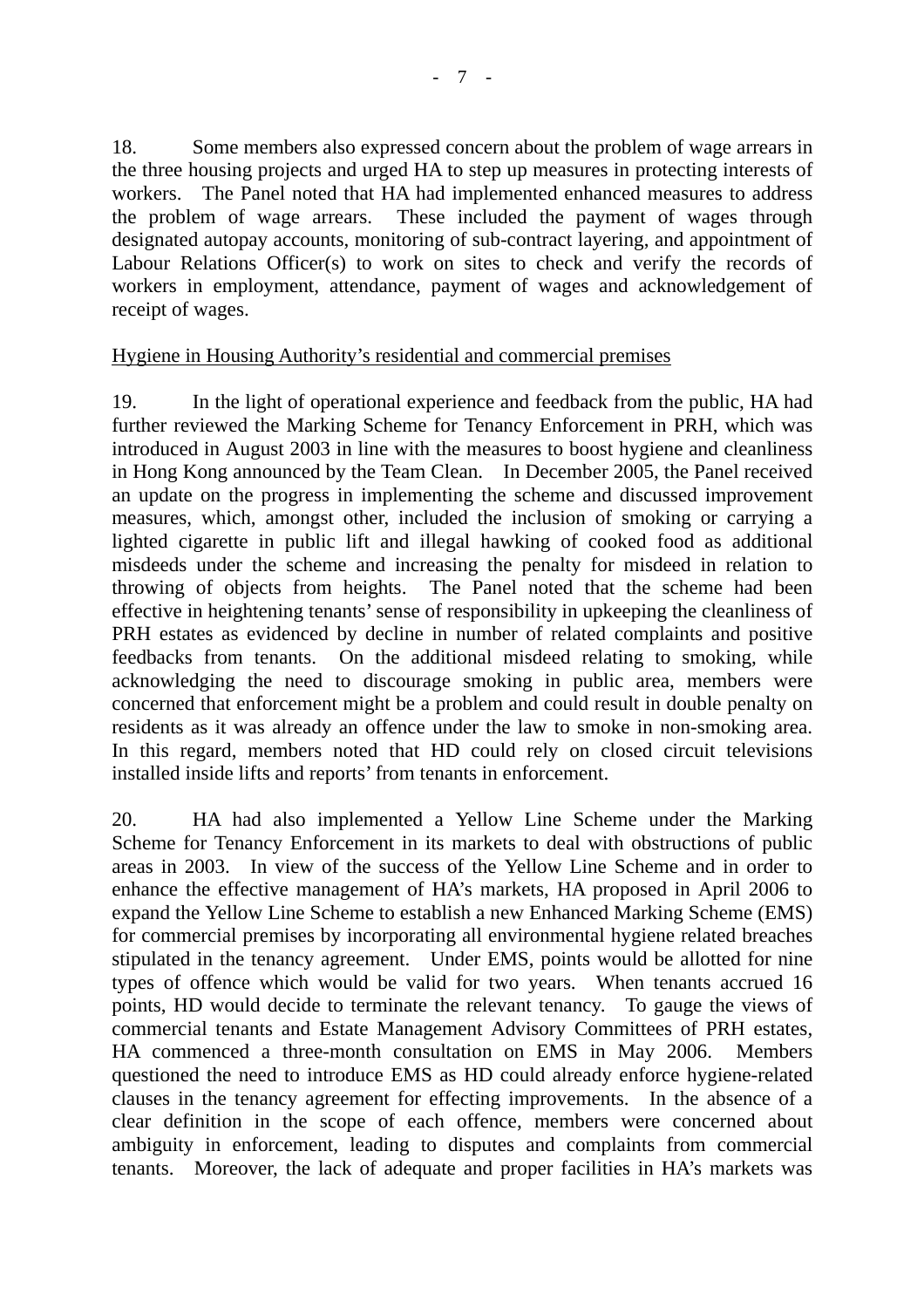18. Some members also expressed concern about the problem of wage arrears in the three housing projects and urged HA to step up measures in protecting interests of workers. The Panel noted that HA had implemented enhanced measures to address the problem of wage arrears. These included the payment of wages through designated autopay accounts, monitoring of sub-contract layering, and appointment of Labour Relations Officer(s) to work on sites to check and verify the records of workers in employment, attendance, payment of wages and acknowledgement of receipt of wages.

Hygiene in Housing Authority's residential and commercial premises

19. In the light of operational experience and feedback from the public, HA had further reviewed the Marking Scheme for Tenancy Enforcement in PRH, which was introduced in August 2003 in line with the measures to boost hygiene and cleanliness in Hong Kong announced by the Team Clean. In December 2005, the Panel received an update on the progress in implementing the scheme and discussed improvement measures, which, amongst other, included the inclusion of smoking or carrying a lighted cigarette in public lift and illegal hawking of cooked food as additional misdeeds under the scheme and increasing the penalty for misdeed in relation to throwing of objects from heights. The Panel noted that the scheme had been effective in heightening tenants' sense of responsibility in upkeeping the cleanliness of PRH estates as evidenced by decline in number of related complaints and positive feedbacks from tenants. On the additional misdeed relating to smoking, while acknowledging the need to discourage smoking in public area, members were concerned that enforcement might be a problem and could result in double penalty on residents as it was already an offence under the law to smoke in non-smoking area. In this regard, members noted that HD could rely on closed circuit televisions installed inside lifts and reports' from tenants in enforcement.

20. HA had also implemented a Yellow Line Scheme under the Marking Scheme for Tenancy Enforcement in its markets to deal with obstructions of public areas in 2003. In view of the success of the Yellow Line Scheme and in order to enhance the effective management of HA's markets, HA proposed in April 2006 to expand the Yellow Line Scheme to establish a new Enhanced Marking Scheme (EMS) for commercial premises by incorporating all environmental hygiene related breaches stipulated in the tenancy agreement. Under EMS, points would be allotted for nine types of offence which would be valid for two years. When tenants accrued 16 points, HD would decide to terminate the relevant tenancy. To gauge the views of commercial tenants and Estate Management Advisory Committees of PRH estates, HA commenced a three-month consultation on EMS in May 2006. Members questioned the need to introduce EMS as HD could already enforce hygiene-related clauses in the tenancy agreement for effecting improvements. In the absence of a clear definition in the scope of each offence, members were concerned about ambiguity in enforcement, leading to disputes and complaints from commercial tenants. Moreover, the lack of adequate and proper facilities in HA's markets was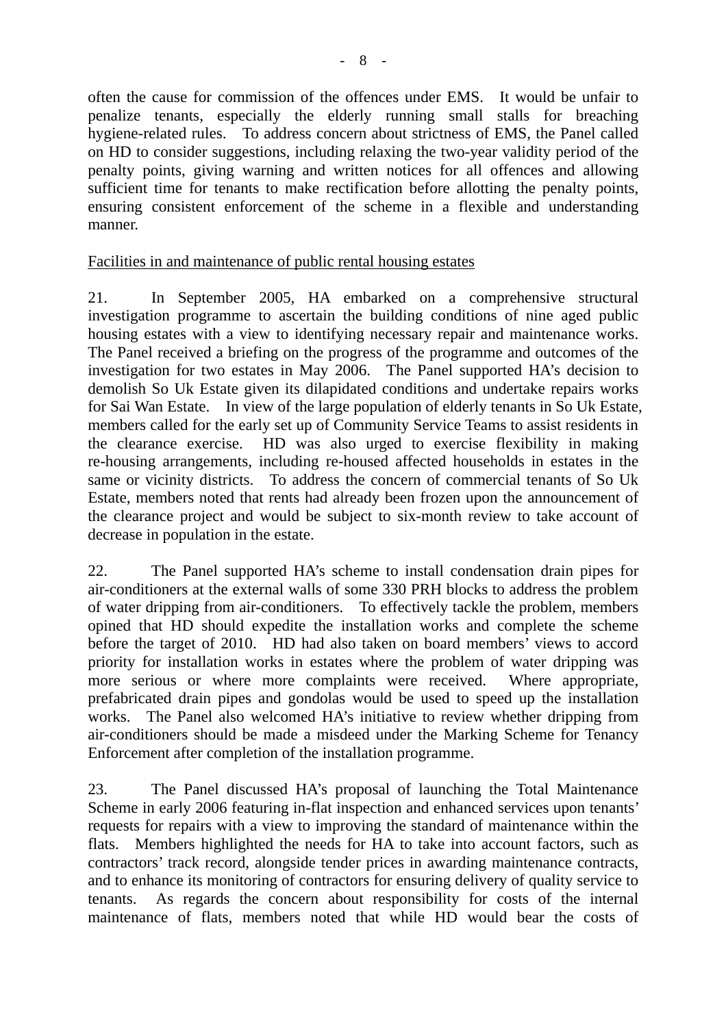often the cause for commission of the offences under EMS. It would be unfair to penalize tenants, especially the elderly running small stalls for breaching hygiene-related rules. To address concern about strictness of EMS, the Panel called on HD to consider suggestions, including relaxing the two-year validity period of the penalty points, giving warning and written notices for all offences and allowing sufficient time for tenants to make rectification before allotting the penalty points, ensuring consistent enforcement of the scheme in a flexible and understanding manner.

Facilities in and maintenance of public rental housing estates

21. In September 2005, HA embarked on a comprehensive structural investigation programme to ascertain the building conditions of nine aged public housing estates with a view to identifying necessary repair and maintenance works. The Panel received a briefing on the progress of the programme and outcomes of the investigation for two estates in May 2006. The Panel supported HA's decision to demolish So Uk Estate given its dilapidated conditions and undertake repairs works for Sai Wan Estate. In view of the large population of elderly tenants in So Uk Estate, members called for the early set up of Community Service Teams to assist residents in the clearance exercise. HD was also urged to exercise flexibility in making re-housing arrangements, including re-housed affected households in estates in the same or vicinity districts. To address the concern of commercial tenants of So Uk Estate, members noted that rents had already been frozen upon the announcement of the clearance project and would be subject to six-month review to take account of decrease in population in the estate.

22. The Panel supported HA's scheme to install condensation drain pipes for air-conditioners at the external walls of some 330 PRH blocks to address the problem of water dripping from air-conditioners. To effectively tackle the problem, members opined that HD should expedite the installation works and complete the scheme before the target of 2010. HD had also taken on board members' views to accord priority for installation works in estates where the problem of water dripping was more serious or where more complaints were received. Where appropriate, prefabricated drain pipes and gondolas would be used to speed up the installation works. The Panel also welcomed HA's initiative to review whether dripping from air-conditioners should be made a misdeed under the Marking Scheme for Tenancy Enforcement after completion of the installation programme.

23. The Panel discussed HA's proposal of launching the Total Maintenance Scheme in early 2006 featuring in-flat inspection and enhanced services upon tenants' requests for repairs with a view to improving the standard of maintenance within the flats. Members highlighted the needs for HA to take into account factors, such as contractors' track record, alongside tender prices in awarding maintenance contracts, and to enhance its monitoring of contractors for ensuring delivery of quality service to tenants. As regards the concern about responsibility for costs of the internal maintenance of flats, members noted that while HD would bear the costs of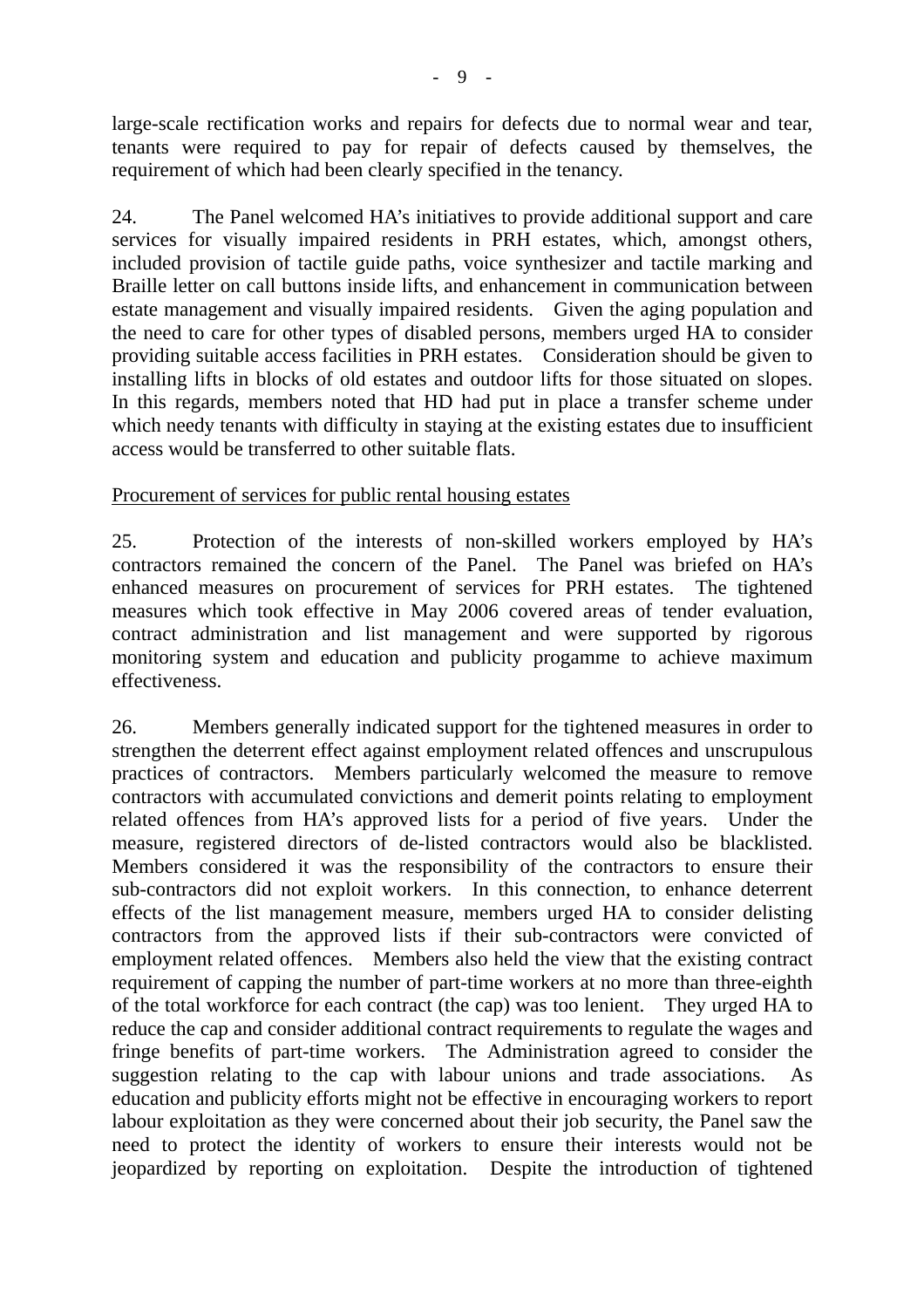large-scale rectification works and repairs for defects due to normal wear and tear, tenants were required to pay for repair of defects caused by themselves, the requirement of which had been clearly specified in the tenancy.

24. The Panel welcomed HA's initiatives to provide additional support and care services for visually impaired residents in PRH estates, which, amongst others, included provision of tactile guide paths, voice synthesizer and tactile marking and Braille letter on call buttons inside lifts, and enhancement in communication between estate management and visually impaired residents. Given the aging population and the need to care for other types of disabled persons, members urged HA to consider providing suitable access facilities in PRH estates. Consideration should be given to installing lifts in blocks of old estates and outdoor lifts for those situated on slopes. In this regards, members noted that HD had put in place a transfer scheme under which needy tenants with difficulty in staying at the existing estates due to insufficient access would be transferred to other suitable flats.

Procurement of services for public rental housing estates

25. Protection of the interests of non-skilled workers employed by HA's contractors remained the concern of the Panel. The Panel was briefed on HA's enhanced measures on procurement of services for PRH estates. The tightened measures which took effective in May 2006 covered areas of tender evaluation, contract administration and list management and were supported by rigorous monitoring system and education and publicity progamme to achieve maximum effectiveness.

26. Members generally indicated support for the tightened measures in order to strengthen the deterrent effect against employment related offences and unscrupulous practices of contractors. Members particularly welcomed the measure to remove contractors with accumulated convictions and demerit points relating to employment related offences from HA's approved lists for a period of five years. Under the measure, registered directors of de-listed contractors would also be blacklisted. Members considered it was the responsibility of the contractors to ensure their sub-contractors did not exploit workers. In this connection, to enhance deterrent effects of the list management measure, members urged HA to consider delisting contractors from the approved lists if their sub-contractors were convicted of employment related offences. Members also held the view that the existing contract requirement of capping the number of part-time workers at no more than three-eighth of the total workforce for each contract (the cap) was too lenient. They urged HA to reduce the cap and consider additional contract requirements to regulate the wages and fringe benefits of part-time workers. The Administration agreed to consider the suggestion relating to the cap with labour unions and trade associations. As education and publicity efforts might not be effective in encouraging workers to report labour exploitation as they were concerned about their job security, the Panel saw the need to protect the identity of workers to ensure their interests would not be jeopardized by reporting on exploitation. Despite the introduction of tightened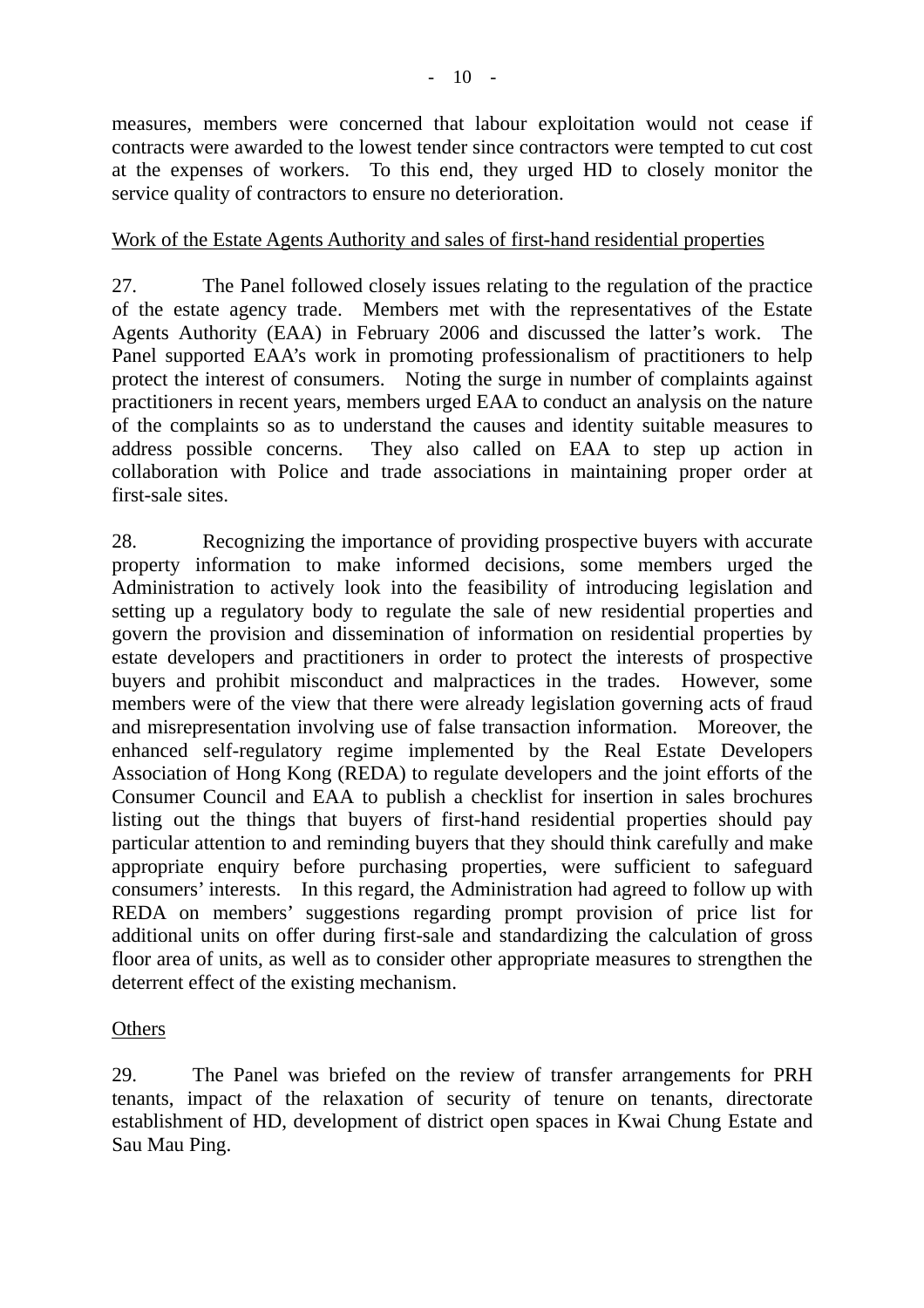measures, members were concerned that labour exploitation would not cease if contracts were awarded to the lowest tender since contractors were tempted to cut cost at the expenses of workers. To this end, they urged HD to closely monitor the service quality of contractors to ensure no deterioration.

<u>Work of the Estate Agents Authority and sales of first-hand residential properties</u>

27. The Panel followed closely issues relating to the regulation of the practice of the estate agency trade. Members met with the representatives of the Estate Agents Authority (EAA) in February 2006 and discussed the latter's work. The Panel supported EAA's work in promoting professionalism of practitioners to help protect the interest of consumers. Noting the surge in number of complaints against practitioners in recent years, members urged EAA to conduct an analysis on the nature of the complaints so as to understand the causes and identity suitable measures to address possible concerns. They also called on EAA to step up action in collaboration with Police and trade associations in maintaining proper order at first-sale sites.

28. Recognizing the importance of providing prospective buyers with accurate property information to make informed decisions, some members urged the Administration to actively look into the feasibility of introducing legislation and setting up a regulatory body to regulate the sale of new residential properties and govern the provision and dissemination of information on residential properties by estate developers and practitioners in order to protect the interests of prospective buyers and prohibit misconduct and malpractices in the trades. However, some members were of the view that there were already legislation governing acts of fraud and misrepresentation involving use of false transaction information. Moreover, the enhanced self-regulatory regime implemented by the Real Estate Developers Association of Hong Kong (REDA) to regulate developers and the joint efforts of the Consumer Council and EAA to publish a checklist for insertion in sales brochures listing out the things that buyers of first-hand residential properties should pay particular attention to and reminding buyers that they should think carefully and make appropriate enquiry before purchasing properties, were sufficient to safeguard consumers' interests. In this regard, the Administration had agreed to follow up with REDA on members' suggestions regarding prompt provision of price list for additional units on offer during first-sale and standardizing the calculation of gross floor area of units, as well as to consider other appropriate measures to strengthen the deterrent effect of the existing mechanism.

<u>Others</u>

29. The Panel was briefed on the review of transfer arrangements for PRH tenants, impact of the relaxation of security of tenure on tenants, directorate establishment of HD, development of district open spaces in Kwai Chung Estate and Sau Mau Ping.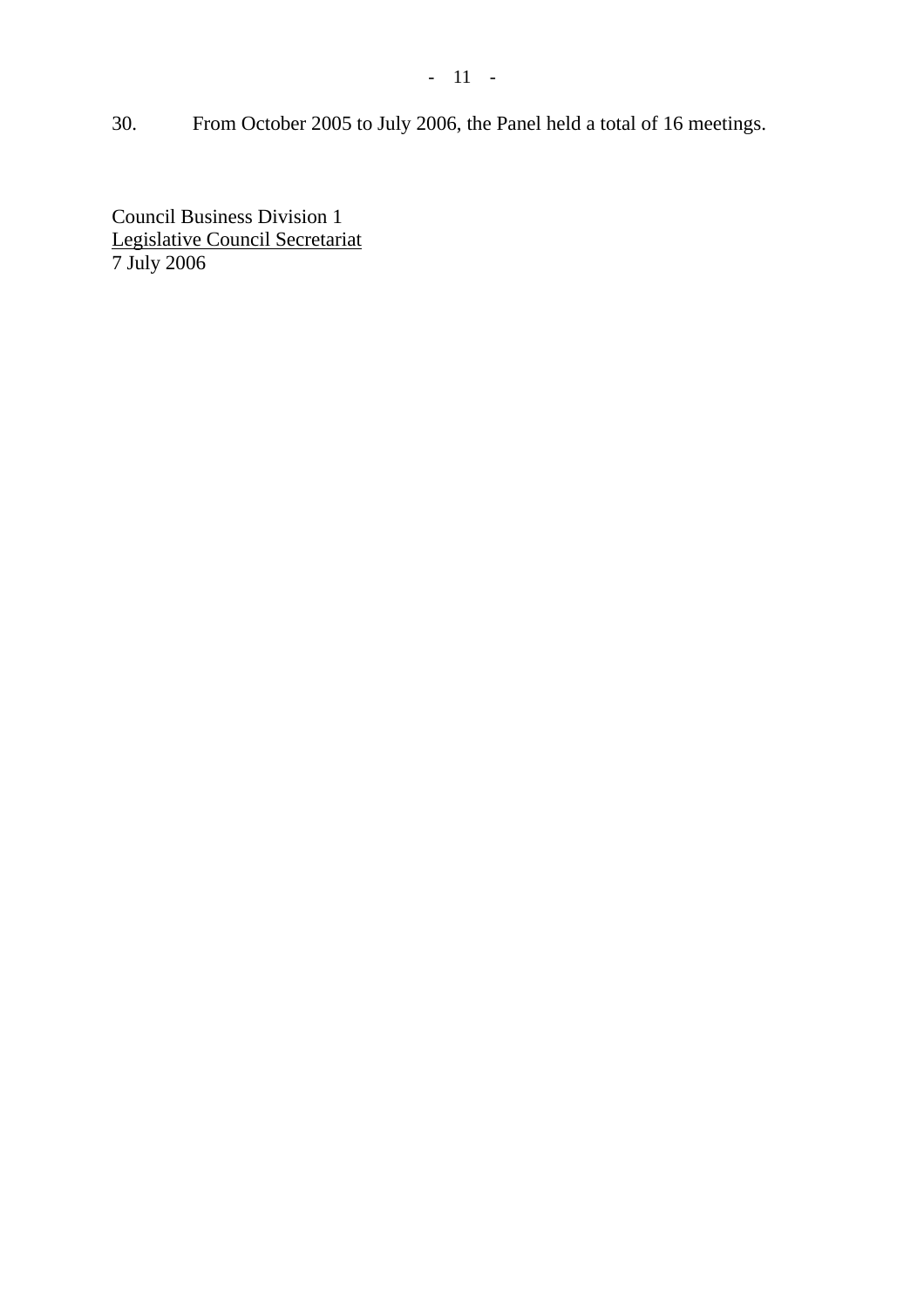30. From October 2005 to July 2006, the Panel held a total of 16 meetings.

Council Business Division 1
Legislative Council Secretariat
7 July 2006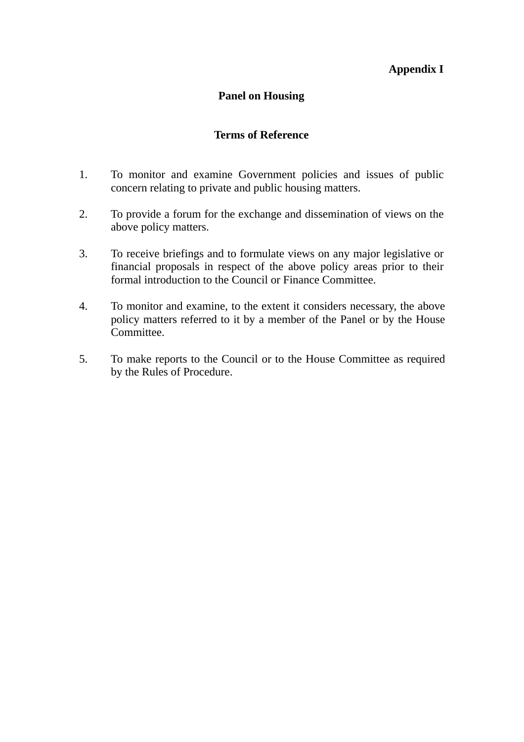**Appendix I**

# Panel on Housing

## Terms of Reference

1. To monitor and examine Government policies and issues of public concern relating to private and public housing matters.

2. To provide a forum for the exchange and dissemination of views on the above policy matters.

3. To receive briefings and to formulate views on any major legislative or financial proposals in respect of the above policy areas prior to their formal introduction to the Council or Finance Committee.

4. To monitor and examine, to the extent it considers necessary, the above policy matters referred to it by a member of the Panel or by the House Committee.

5. To make reports to the Council or to the House Committee as required by the Rules of Procedure.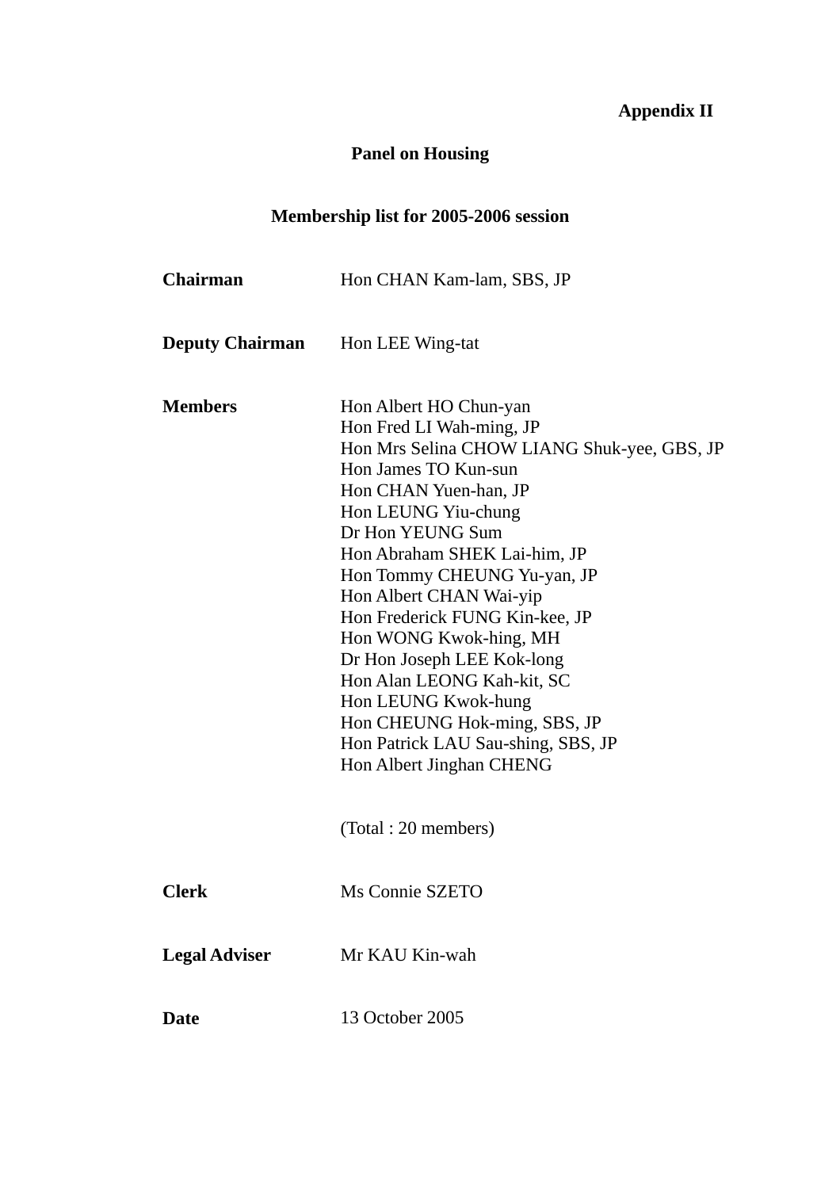**Appendix II**

# Panel on Housing

## Membership list for 2005-2006 session

**Chairman** Hon CHAN Kam-lam, SBS, JP

**Deputy Chairman** Hon LEE Wing-tat

**Members**

Hon Albert HO Chun-yan
Hon Fred LI Wah-ming, JP
Hon Mrs Selina CHOW LIANG Shuk-yee, GBS, JP
Hon James TO Kun-sun
Hon CHAN Yuen-han, JP
Hon LEUNG Yiu-chung
Dr Hon YEUNG Sum
Hon Abraham SHEK Lai-him, JP
Hon Tommy CHEUNG Yu-yan, JP
Hon Albert CHAN Wai-yip
Hon Frederick FUNG Kin-kee, JP
Hon WONG Kwok-hing, MH
Dr Hon Joseph LEE Kok-long
Hon Alan LEONG Kah-kit, SC
Hon LEUNG Kwok-hung
Hon CHEUNG Hok-ming, SBS, JP
Hon Patrick LAU Sau-shing, SBS, JP
Hon Albert Jinghan CHENG

(Total : 20 members)

**Clerk** Ms Connie SZETO

**Legal Adviser** Mr KAU Kin-wah

**Date** 13 October 2005